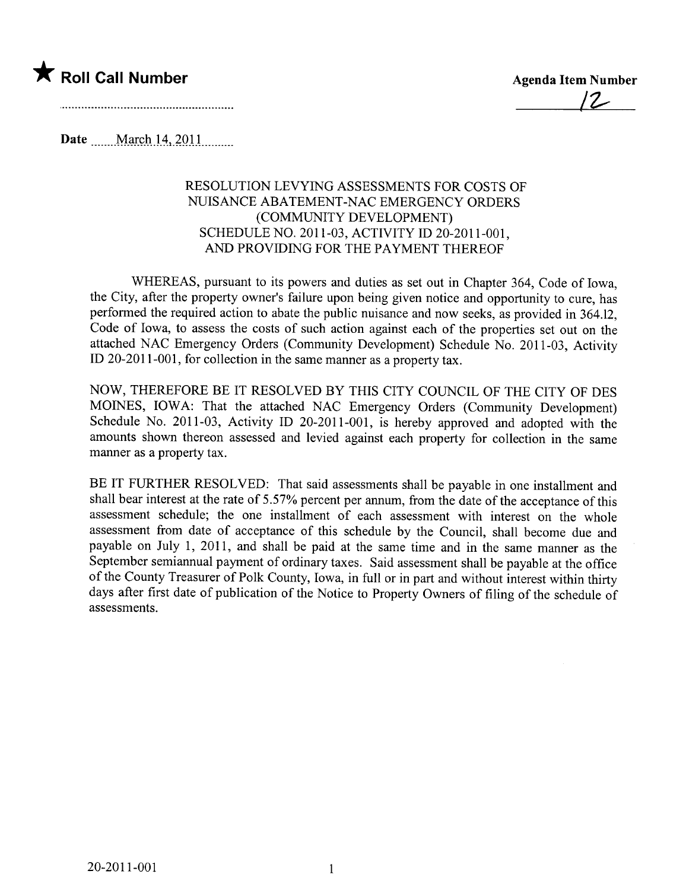★ **Roll Call Number**

..........................................................

**Agenda Item Number**

12

**Date** March 14, 2011

RESOLUTION LEVYING ASSESSMENTS FOR COSTS OF NUISANCE ABATEMENT-NAC EMERGENCY ORDERS (COMMUNITY DEVELOPMENT) SCHEDULE NO. 2011-03, ACTIVITY ID 20-2011-001, AND PROVIDING FOR THE PAYMENT THEREOF

WHEREAS, pursuant to its powers and duties as set out in Chapter 364, Code of Iowa, the City, after the property owner's failure upon being given notice and opportunity to cure, has performed the required action to abate the public nuisance and now seeks, as provided in 364.12, Code of Iowa, to assess the costs of such action against each of the properties set out on the attached NAC Emergency Orders (Community Development) Schedule No. 2011-03, Activity ID 20-2011-001, for collection in the same manner as a property tax.

NOW, THEREFORE BE IT RESOLVED BY THIS CITY COUNCIL OF THE CITY OF DES MOINES, IOWA: That the attached NAC Emergency Orders (Community Development) Schedule No. 2011-03, Activity ID 20-2011-001, is hereby approved and adopted with the amounts shown thereon assessed and levied against each property for collection in the same manner as a property tax.

BE IT FURTHER RESOLVED: That said assessments shall be payable in one installment and shall bear interest at the rate of 5.57% percent per annum, from the date of the acceptance of this assessment schedule; the one installment of each assessment with interest on the whole assessment from date of acceptance of this schedule by the Council, shall become due and payable on July 1, 2011, and shall be paid at the same time and in the same manner as the September semiannual payment of ordinary taxes. Said assessment shall be payable at the office of the County Treasurer of Polk County, Iowa, in full or in part and without interest within thirty days after first date of publication of the Notice to Property Owners of filing of the schedule of assessments.

20-2011-001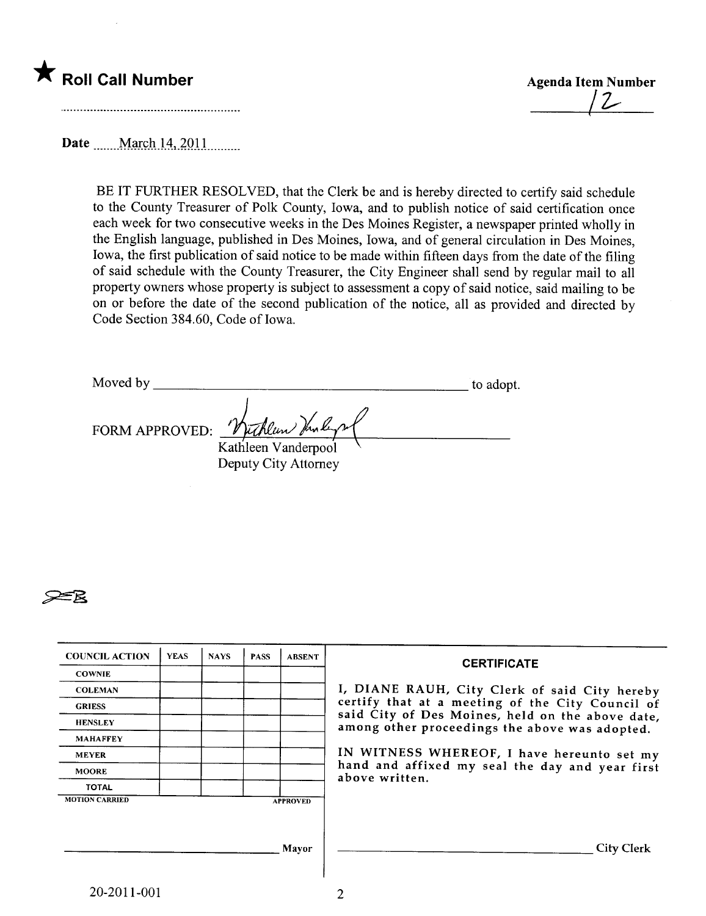★ **Roll Call Number**

**Agenda Item Number**
12

**Date** March 14, 2011

BE IT FURTHER RESOLVED, that the Clerk be and is hereby directed to certify said schedule to the County Treasurer of Polk County, Iowa, and to publish notice of said certification once each week for two consecutive weeks in the Des Moines Register, a newspaper printed wholly in the English language, published in Des Moines, Iowa, and of general circulation in Des Moines, Iowa, the first publication of said notice to be made within fifteen days from the date of the filing of said schedule with the County Treasurer, the City Engineer shall send by regular mail to all property owners whose property is subject to assessment a copy of said notice, said mailing to be on or before the date of the second publication of the notice, all as provided and directed by Code Section 384.60, Code of Iowa.

Moved by ______________________________ to adopt.

FORM APPROVED: Kathleen Vanderpool
Kathleen Vanderpool
Deputy City Attorney

| COUNCIL ACTION | YEAS | NAYS | PASS | ABSENT |
|---|---|---|---|---|
| COWNIE | | | | |
| COLEMAN | | | | |
| GRIESS | | | | |
| HENSLEY | | | | |
| MAHAFFEY | | | | |
| MEYER | | | | |
| MOORE | | | | |
| TOTAL | | | | |

MOTION CARRIED APPROVED

______________________________ Mayor

**CERTIFICATE**

I, DIANE RAUH, City Clerk of said City hereby certify that at a meeting of the City Council of said City of Des Moines, held on the above date, among other proceedings the above was adopted.

IN WITNESS WHEREOF, I have hereunto set my hand and affixed my seal the day and year first above written.

______________________________ City Clerk

20-2011-001